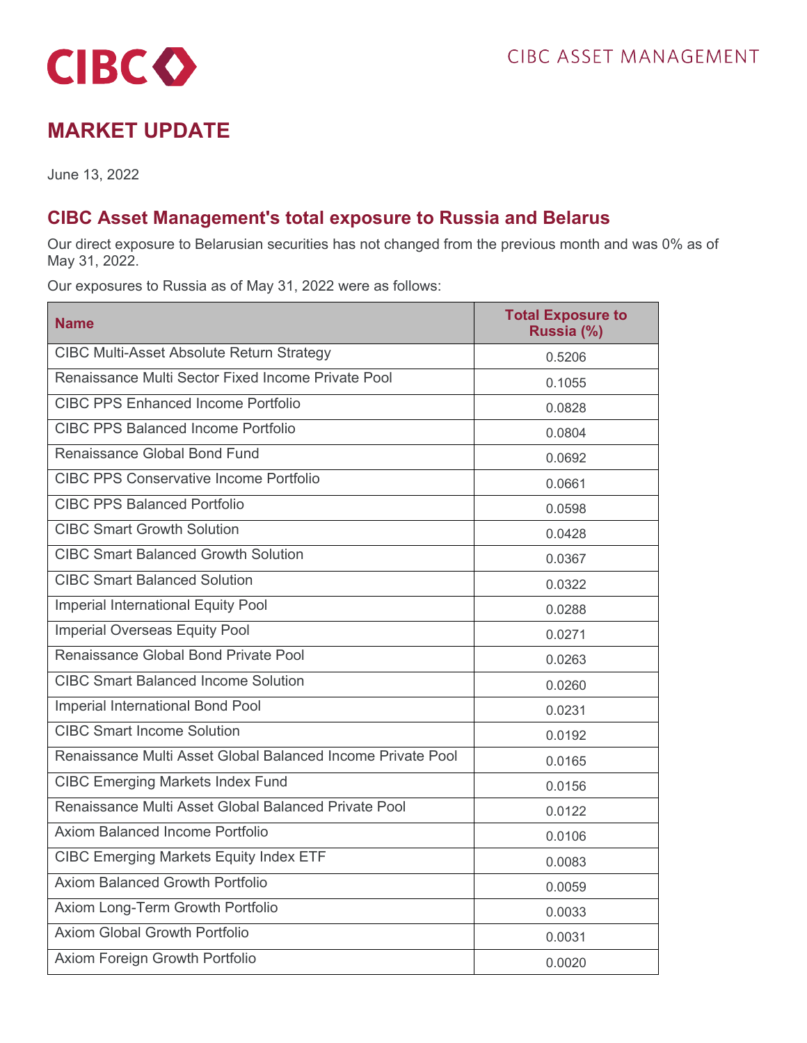CIBC ASSET MANAGEMENT

# MARKET UPDATE

June 13, 2022

## CIBC Asset Management's total exposure to Russia and Belarus

Our direct exposure to Belarusian securities has not changed from the previous month and was 0% as of May 31, 2022.

Our exposures to Russia as of May 31, 2022 were as follows:

| Name | Total Exposure to Russia (%) |
|---|---|
| CIBC Multi-Asset Absolute Return Strategy | 0.5206 |
| Renaissance Multi Sector Fixed Income Private Pool | 0.1055 |
| CIBC PPS Enhanced Income Portfolio | 0.0828 |
| CIBC PPS Balanced Income Portfolio | 0.0804 |
| Renaissance Global Bond Fund | 0.0692 |
| CIBC PPS Conservative Income Portfolio | 0.0661 |
| CIBC PPS Balanced Portfolio | 0.0598 |
| CIBC Smart Growth Solution | 0.0428 |
| CIBC Smart Balanced Growth Solution | 0.0367 |
| CIBC Smart Balanced Solution | 0.0322 |
| Imperial International Equity Pool | 0.0288 |
| Imperial Overseas Equity Pool | 0.0271 |
| Renaissance Global Bond Private Pool | 0.0263 |
| CIBC Smart Balanced Income Solution | 0.0260 |
| Imperial International Bond Pool | 0.0231 |
| CIBC Smart Income Solution | 0.0192 |
| Renaissance Multi Asset Global Balanced Income Private Pool | 0.0165 |
| CIBC Emerging Markets Index Fund | 0.0156 |
| Renaissance Multi Asset Global Balanced Private Pool | 0.0122 |
| Axiom Balanced Income Portfolio | 0.0106 |
| CIBC Emerging Markets Equity Index ETF | 0.0083 |
| Axiom Balanced Growth Portfolio | 0.0059 |
| Axiom Long-Term Growth Portfolio | 0.0033 |
| Axiom Global Growth Portfolio | 0.0031 |
| Axiom Foreign Growth Portfolio | 0.0020 |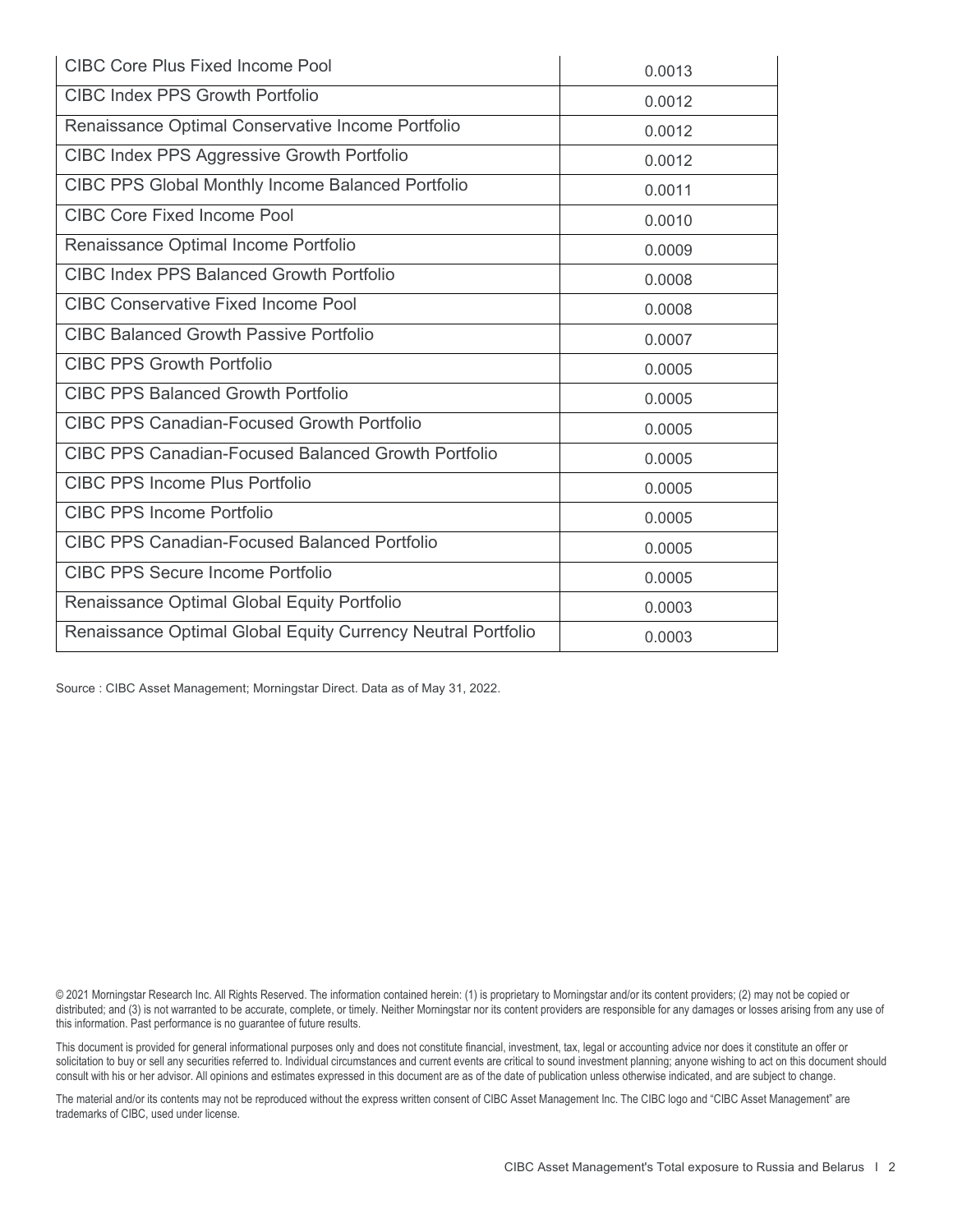| | |
|---|---|
| CIBC Core Plus Fixed Income Pool | 0.0013 |
| CIBC Index PPS Growth Portfolio | 0.0012 |
| Renaissance Optimal Conservative Income Portfolio | 0.0012 |
| CIBC Index PPS Aggressive Growth Portfolio | 0.0012 |
| CIBC PPS Global Monthly Income Balanced Portfolio | 0.0011 |
| CIBC Core Fixed Income Pool | 0.0010 |
| Renaissance Optimal Income Portfolio | 0.0009 |
| CIBC Index PPS Balanced Growth Portfolio | 0.0008 |
| CIBC Conservative Fixed Income Pool | 0.0008 |
| CIBC Balanced Growth Passive Portfolio | 0.0007 |
| CIBC PPS Growth Portfolio | 0.0005 |
| CIBC PPS Balanced Growth Portfolio | 0.0005 |
| CIBC PPS Canadian-Focused Growth Portfolio | 0.0005 |
| CIBC PPS Canadian-Focused Balanced Growth Portfolio | 0.0005 |
| CIBC PPS Income Plus Portfolio | 0.0005 |
| CIBC PPS Income Portfolio | 0.0005 |
| CIBC PPS Canadian-Focused Balanced Portfolio | 0.0005 |
| CIBC PPS Secure Income Portfolio | 0.0005 |
| Renaissance Optimal Global Equity Portfolio | 0.0003 |
| Renaissance Optimal Global Equity Currency Neutral Portfolio | 0.0003 |

Source : CIBC Asset Management; Morningstar Direct. Data as of May 31, 2022.

© 2021 Morningstar Research Inc. All Rights Reserved. The information contained herein: (1) is proprietary to Morningstar and/or its content providers; (2) may not be copied or distributed; and (3) is not warranted to be accurate, complete, or timely. Neither Morningstar nor its content providers are responsible for any damages or losses arising from any use of this information. Past performance is no guarantee of future results.

This document is provided for general informational purposes only and does not constitute financial, investment, tax, legal or accounting advice nor does it constitute an offer or solicitation to buy or sell any securities referred to. Individual circumstances and current events are critical to sound investment planning; anyone wishing to act on this document should consult with his or her advisor. All opinions and estimates expressed in this document are as of the date of publication unless otherwise indicated, and are subject to change.

The material and/or its contents may not be reproduced without the express written consent of CIBC Asset Management Inc. The CIBC logo and "CIBC Asset Management" are trademarks of CIBC, used under license.